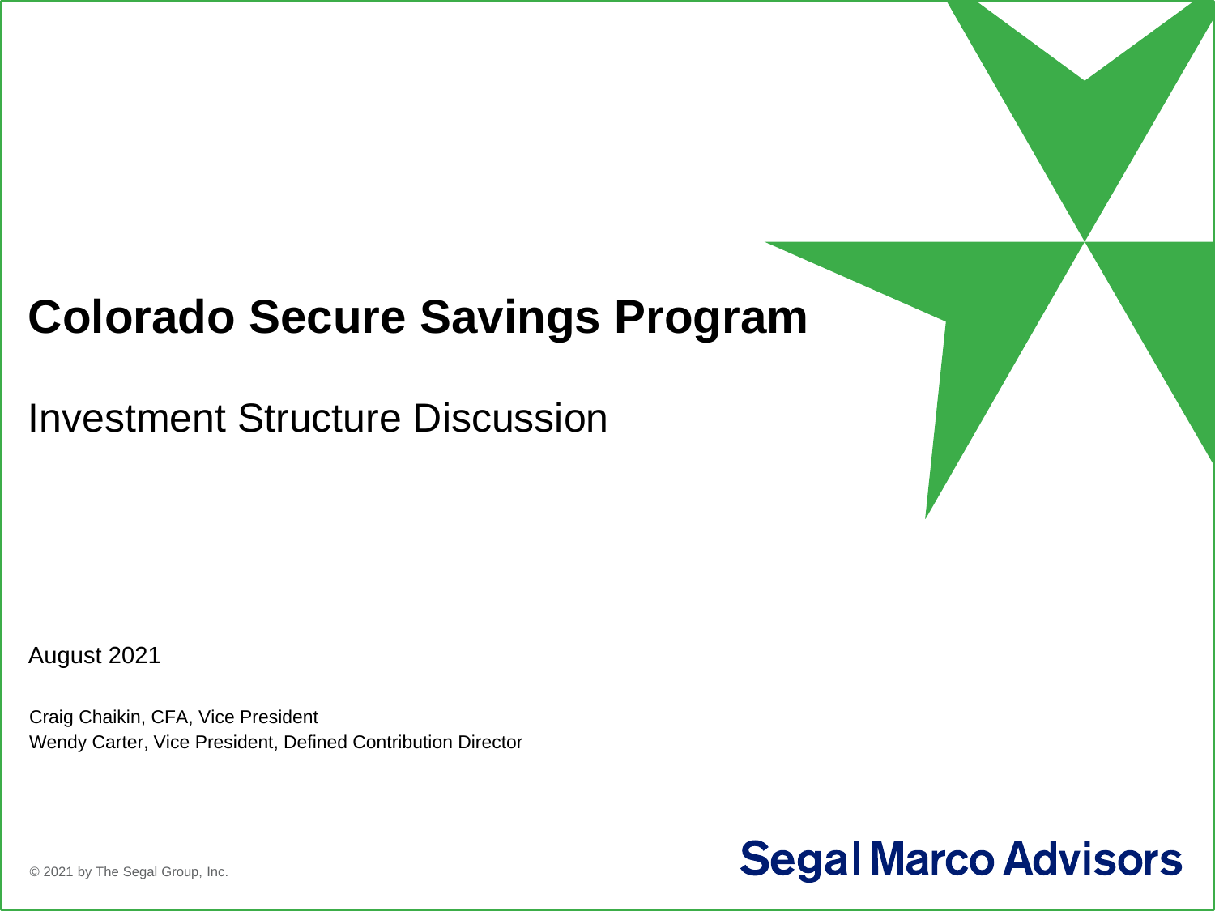# Colorado Secure Savings Program

## Investment Structure Discussion

August 2021

Craig Chaikin, CFA, Vice President
Wendy Carter, Vice President, Defined Contribution Director

© 2021 by The Segal Group, Inc.

Segal Marco Advisors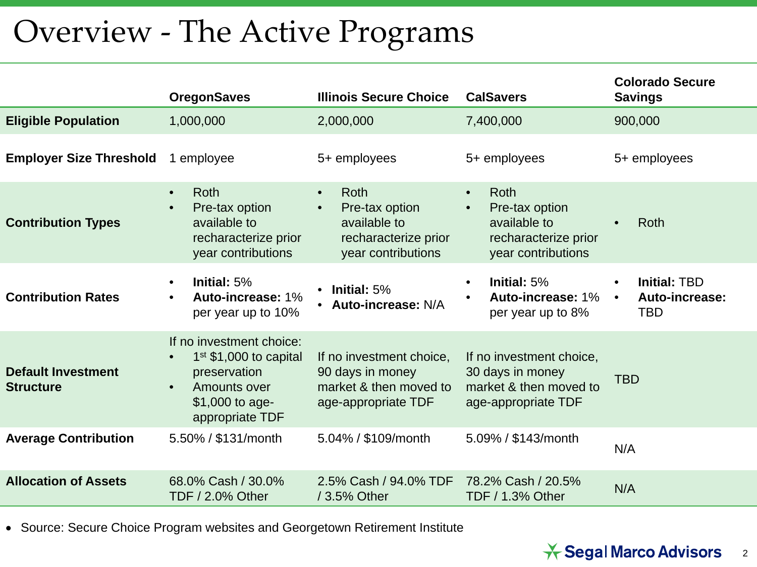# Overview - The Active Programs

| | OregonSaves | Illinois Secure Choice | CalSavers | Colorado Secure Savings |
|---|---|---|---|---|
| **Eligible Population** | 1,000,000 | 2,000,000 | 7,400,000 | 900,000 |
| **Employer Size Threshold** | 1 employee | 5+ employees | 5+ employees | 5+ employees |
| **Contribution Types** | • Roth<br>• Pre-tax option available to recharacterize prior year contributions | • Roth<br>• Pre-tax option available to recharacterize prior year contributions | • Roth<br>• Pre-tax option available to recharacterize prior year contributions | • Roth |
| **Contribution Rates** | • **Initial:** 5%<br>• **Auto-increase:** 1% per year up to 10% | • **Initial:** 5%<br>• **Auto-increase:** N/A | • **Initial:** 5%<br>• **Auto-increase:** 1% per year up to 8% | • **Initial:** TBD<br>• **Auto-increase:** TBD |
| **Default Investment Structure** | If no investment choice:<br>• 1st $1,000 to capital preservation<br>• Amounts over $1,000 to age-appropriate TDF | If no investment choice, 90 days in money market & then moved to age-appropriate TDF | If no investment choice, 30 days in money market & then moved to age-appropriate TDF | TBD |
| **Average Contribution** | 5.50% / $131/month | 5.04% / $109/month | 5.09% / $143/month | N/A |
| **Allocation of Assets** | 68.0% Cash / 30.0% TDF / 2.0% Other | 2.5% Cash / 94.0% TDF / 3.5% Other | 78.2% Cash / 20.5% TDF / 1.3% Other | N/A |

- Source: Secure Choice Program websites and Georgetown Retirement Institute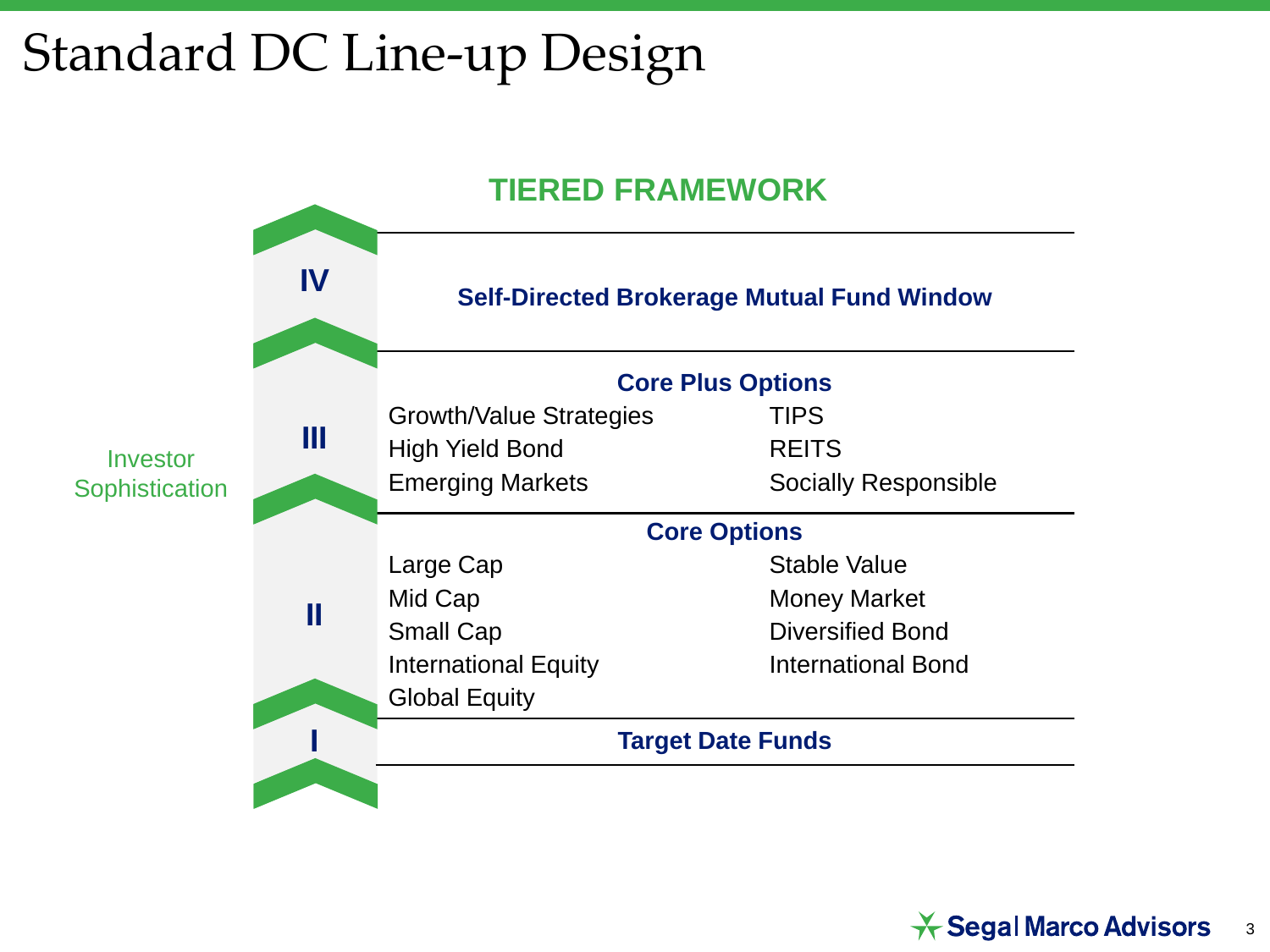# Standard DC Line-up Design

## TIERED FRAMEWORK

Investor Sophistication

**IV**

**Self-Directed Brokerage Mutual Fund Window**

**III**

**Core Plus Options**

| | |
|---|---|
| Growth/Value Strategies | TIPS |
| High Yield Bond | REITS |
| Emerging Markets | Socially Responsible |

**II**

**Core Options**

| | |
|---|---|
| Large Cap | Stable Value |
| Mid Cap | Money Market |
| Small Cap | Diversified Bond |
| International Equity | International Bond |
| Global Equity | |

**I**

**Target Date Funds**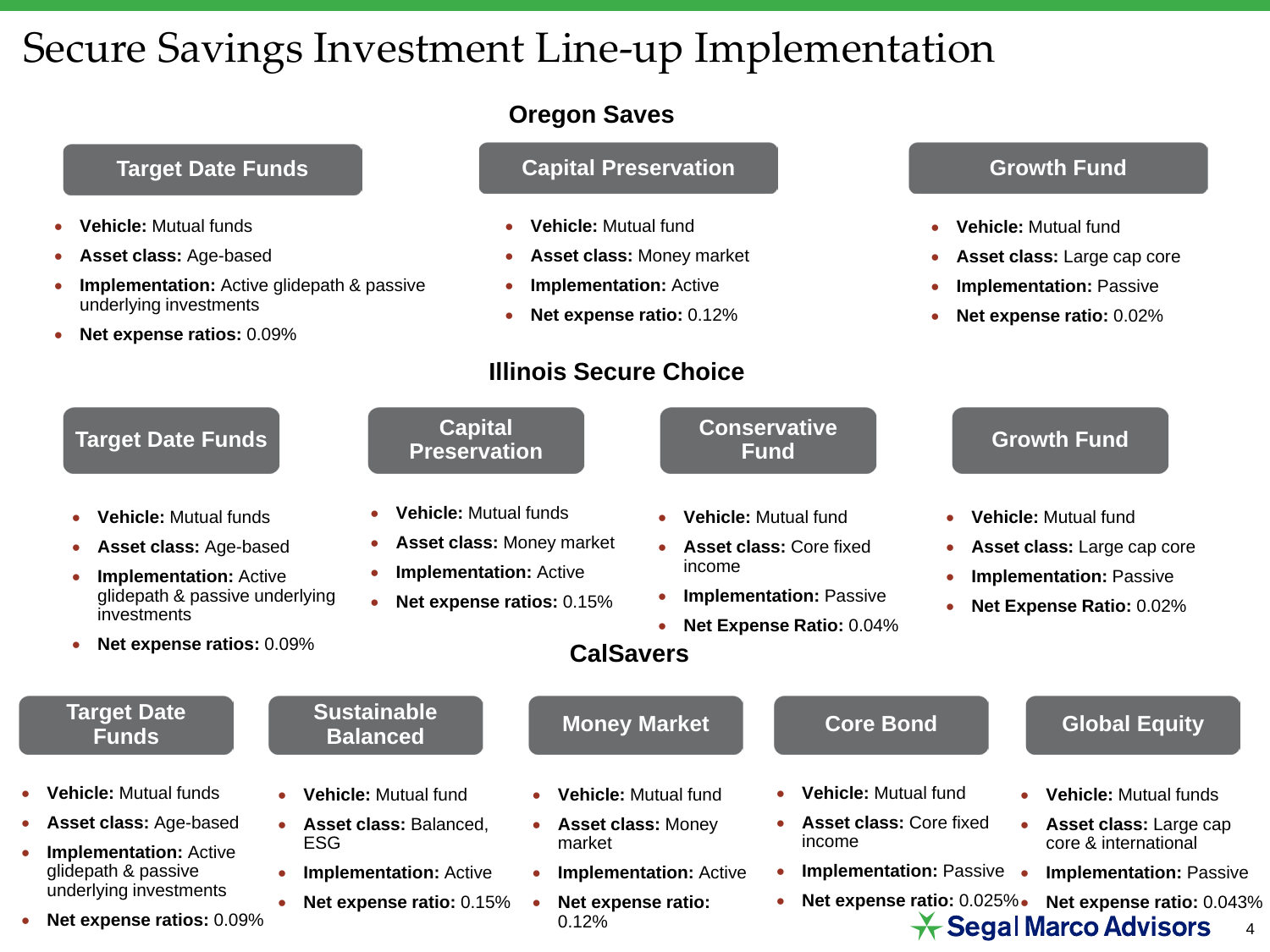# Secure Savings Investment Line-up Implementation

## Oregon Saves

### Target Date Funds

- **Vehicle:** Mutual funds
- **Asset class:** Age-based
- **Implementation:** Active glidepath & passive underlying investments
- **Net expense ratios:** 0.09%

### Capital Preservation

- **Vehicle:** Mutual fund
- **Asset class:** Money market
- **Implementation:** Active
- **Net expense ratio:** 0.12%

### Growth Fund

- **Vehicle:** Mutual fund
- **Asset class:** Large cap core
- **Implementation:** Passive
- **Net expense ratio:** 0.02%

## Illinois Secure Choice

### Target Date Funds

- **Vehicle:** Mutual funds
- **Asset class:** Age-based
- **Implementation:** Active glidepath & passive underlying investments
- **Net expense ratios:** 0.09%

### Capital Preservation

- **Vehicle:** Mutual funds
- **Asset class:** Money market
- **Implementation:** Active
- **Net expense ratios:** 0.15%

### Conservative Fund

- **Vehicle:** Mutual fund
- **Asset class:** Core fixed income
- **Implementation:** Passive
- **Net Expense Ratio:** 0.04%

### Growth Fund

- **Vehicle:** Mutual fund
- **Asset class:** Large cap core
- **Implementation:** Passive
- **Net Expense Ratio:** 0.02%

## CalSavers

### Target Date Funds

- **Vehicle:** Mutual funds
- **Asset class:** Age-based
- **Implementation:** Active glidepath & passive underlying investments
- **Net expense ratios:** 0.09%

### Sustainable Balanced

- **Vehicle:** Mutual fund
- **Asset class:** Balanced, ESG
- **Implementation:** Active
- **Net expense ratio:** 0.15%

### Money Market

- **Vehicle:** Mutual fund
- **Asset class:** Money market
- **Implementation:** Active
- **Net expense ratio:** 0.12%

### Core Bond

- **Vehicle:** Mutual fund
- **Asset class:** Core fixed income
- **Implementation:** Passive
- **Net expense ratio:** 0.025%

### Global Equity

- **Vehicle:** Mutual funds
- **Asset class:** Large cap core & international
- **Implementation:** Passive
- **Net expense ratio:** 0.043%

Segal Marco Advisors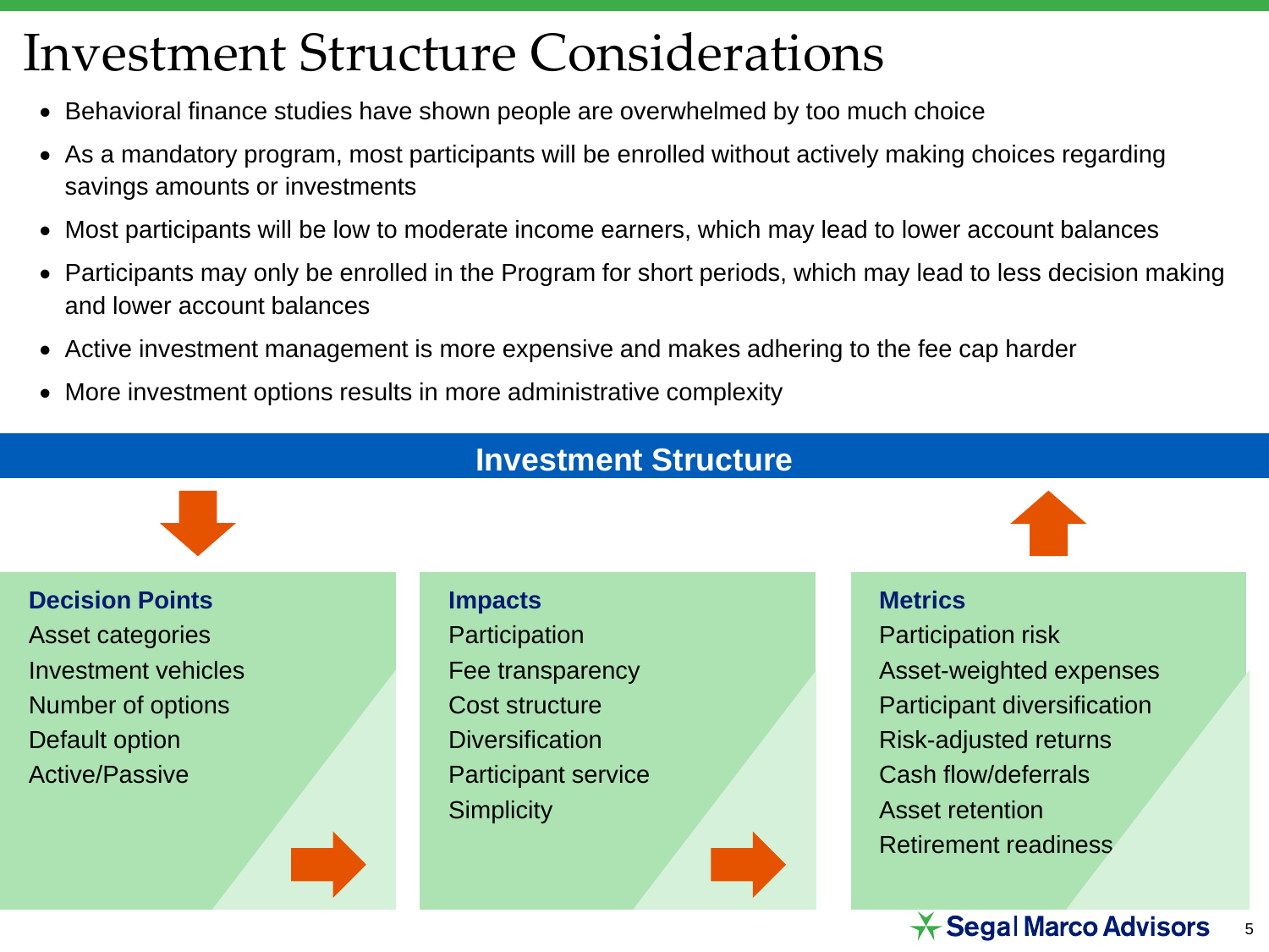# Investment Structure Considerations

- Behavioral finance studies have shown people are overwhelmed by too much choice
- As a mandatory program, most participants will be enrolled without actively making choices regarding savings amounts or investments
- Most participants will be low to moderate income earners, which may lead to lower account balances
- Participants may only be enrolled in the Program for short periods, which may lead to less decision making and lower account balances
- Active investment management is more expensive and makes adhering to the fee cap harder
- More investment options results in more administrative complexity

## Investment Structure

| Decision Points | Impacts | Metrics |
| --- | --- | --- |
| Asset categories | Participation | Participation risk |
| Investment vehicles | Fee transparency | Asset-weighted expenses |
| Number of options | Cost structure | Participant diversification |
| Default option | Diversification | Risk-adjusted returns |
| Active/Passive | Participant service | Cash flow/deferrals |
| | Simplicity | Asset retention |
| | | Retirement readiness |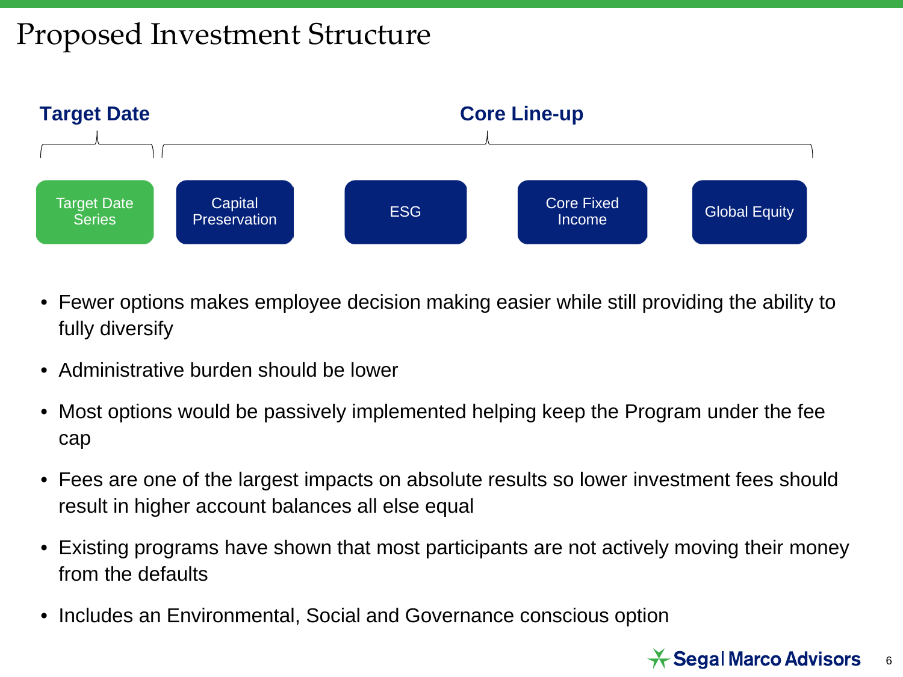# Proposed Investment Structure

**Target Date**

- Target Date Series

**Core Line-up**

- Capital Preservation
- ESG
- Core Fixed Income
- Global Equity

- Fewer options makes employee decision making easier while still providing the ability to fully diversify
- Administrative burden should be lower
- Most options would be passively implemented helping keep the Program under the fee cap
- Fees are one of the largest impacts on absolute results so lower investment fees should result in higher account balances all else equal
- Existing programs have shown that most participants are not actively moving their money from the defaults
- Includes an Environmental, Social and Governance conscious option